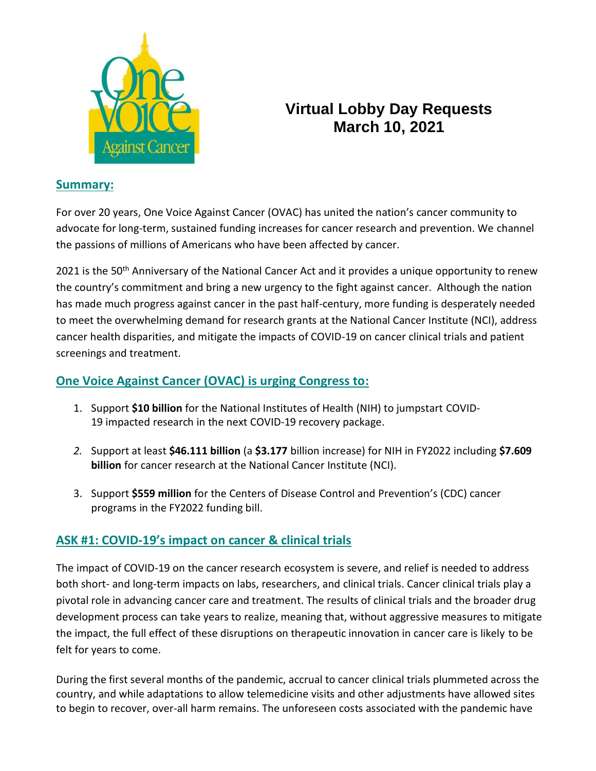# Virtual Lobby Day Requests
# March 10, 2021

## Summary:

For over 20 years, One Voice Against Cancer (OVAC) has united the nation's cancer community to advocate for long-term, sustained funding increases for cancer research and prevention. We channel the passions of millions of Americans who have been affected by cancer.

2021 is the 50th Anniversary of the National Cancer Act and it provides a unique opportunity to renew the country's commitment and bring a new urgency to the fight against cancer. Although the nation has made much progress against cancer in the past half-century, more funding is desperately needed to meet the overwhelming demand for research grants at the National Cancer Institute (NCI), address cancer health disparities, and mitigate the impacts of COVID-19 on cancer clinical trials and patient screenings and treatment.

## One Voice Against Cancer (OVAC) is urging Congress to:

1. Support **$10 billion** for the National Institutes of Health (NIH) to jumpstart COVID-19 impacted research in the next COVID-19 recovery package.
2. Support at least **$46.111 billion** (a **$3.177** billion increase) for NIH in FY2022 including **$7.609 billion** for cancer research at the National Cancer Institute (NCI).
3. Support **$559 million** for the Centers of Disease Control and Prevention's (CDC) cancer programs in the FY2022 funding bill.

## ASK #1: COVID-19's impact on cancer & clinical trials

The impact of COVID-19 on the cancer research ecosystem is severe, and relief is needed to address both short- and long-term impacts on labs, researchers, and clinical trials. Cancer clinical trials play a pivotal role in advancing cancer care and treatment. The results of clinical trials and the broader drug development process can take years to realize, meaning that, without aggressive measures to mitigate the impact, the full effect of these disruptions on therapeutic innovation in cancer care is likely to be felt for years to come.

During the first several months of the pandemic, accrual to cancer clinical trials plummeted across the country, and while adaptations to allow telemedicine visits and other adjustments have allowed sites to begin to recover, over-all harm remains. The unforeseen costs associated with the pandemic have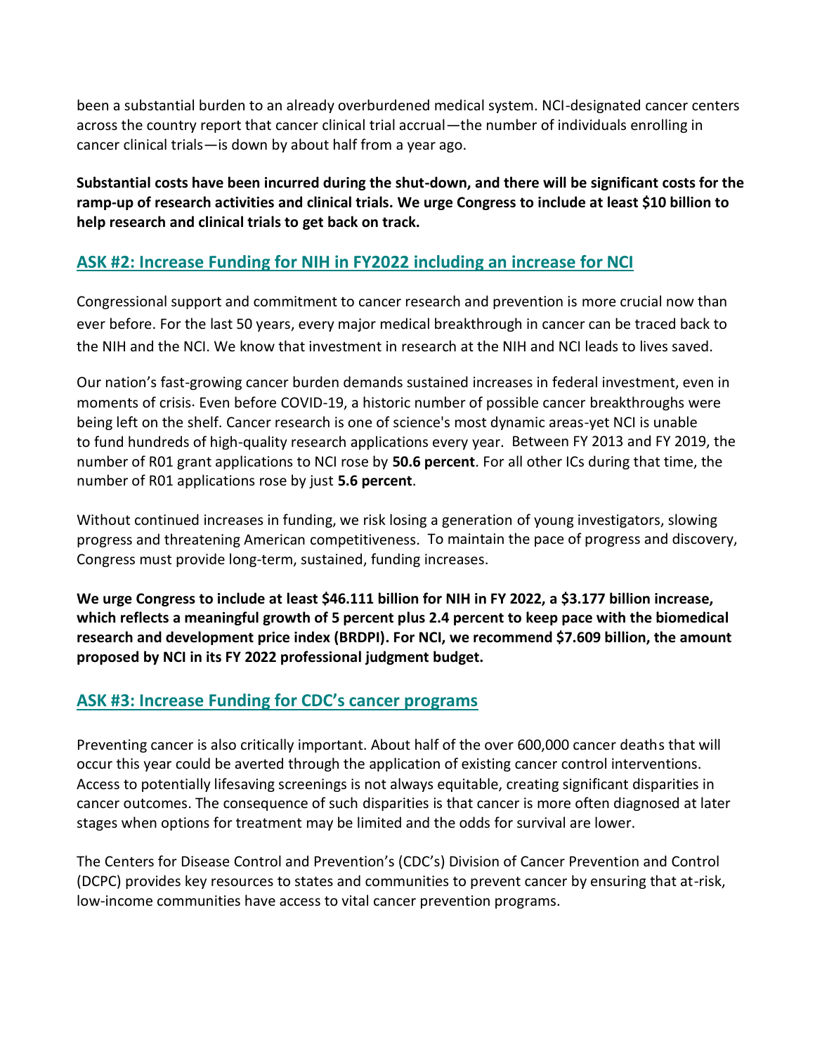been a substantial burden to an already overburdened medical system. NCI-designated cancer centers across the country report that cancer clinical trial accrual—the number of individuals enrolling in cancer clinical trials—is down by about half from a year ago.

**Substantial costs have been incurred during the shut-down, and there will be significant costs for the ramp-up of research activities and clinical trials. We urge Congress to include at least $10 billion to help research and clinical trials to get back on track.**

## ASK #2: Increase Funding for NIH in FY2022 including an increase for NCI

Congressional support and commitment to cancer research and prevention is more crucial now than ever before. For the last 50 years, every major medical breakthrough in cancer can be traced back to the NIH and the NCI. We know that investment in research at the NIH and NCI leads to lives saved.

Our nation's fast-growing cancer burden demands sustained increases in federal investment, even in moments of crisis. Even before COVID-19, a historic number of possible cancer breakthroughs were being left on the shelf. Cancer research is one of science's most dynamic areas-yet NCI is unable to fund hundreds of high-quality research applications every year. Between FY 2013 and FY 2019, the number of R01 grant applications to NCI rose by **50.6 percent**. For all other ICs during that time, the number of R01 applications rose by just **5.6 percent**.

Without continued increases in funding, we risk losing a generation of young investigators, slowing progress and threatening American competitiveness. To maintain the pace of progress and discovery, Congress must provide long-term, sustained, funding increases.

**We urge Congress to include at least $46.111 billion for NIH in FY 2022, a $3.177 billion increase, which reflects a meaningful growth of 5 percent plus 2.4 percent to keep pace with the biomedical research and development price index (BRDPI). For NCI, we recommend $7.609 billion, the amount proposed by NCI in its FY 2022 professional judgment budget.**

## ASK #3: Increase Funding for CDC's cancer programs

Preventing cancer is also critically important. About half of the over 600,000 cancer deaths that will occur this year could be averted through the application of existing cancer control interventions. Access to potentially lifesaving screenings is not always equitable, creating significant disparities in cancer outcomes. The consequence of such disparities is that cancer is more often diagnosed at later stages when options for treatment may be limited and the odds for survival are lower.

The Centers for Disease Control and Prevention's (CDC's) Division of Cancer Prevention and Control (DCPC) provides key resources to states and communities to prevent cancer by ensuring that at-risk, low-income communities have access to vital cancer prevention programs.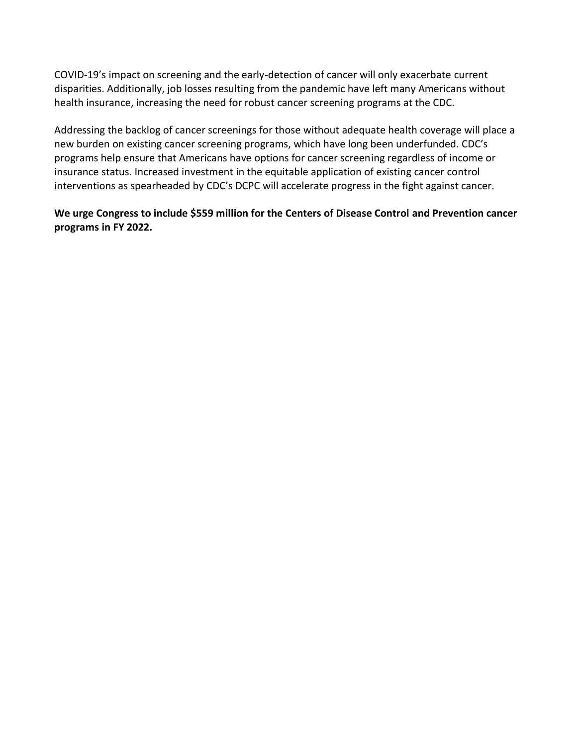COVID-19's impact on screening and the early-detection of cancer will only exacerbate current disparities. Additionally, job losses resulting from the pandemic have left many Americans without health insurance, increasing the need for robust cancer screening programs at the CDC.

Addressing the backlog of cancer screenings for those without adequate health coverage will place a new burden on existing cancer screening programs, which have long been underfunded. CDC's programs help ensure that Americans have options for cancer screening regardless of income or insurance status. Increased investment in the equitable application of existing cancer control interventions as spearheaded by CDC's DCPC will accelerate progress in the fight against cancer.

**We urge Congress to include $559 million for the Centers of Disease Control and Prevention cancer programs in FY 2022.**